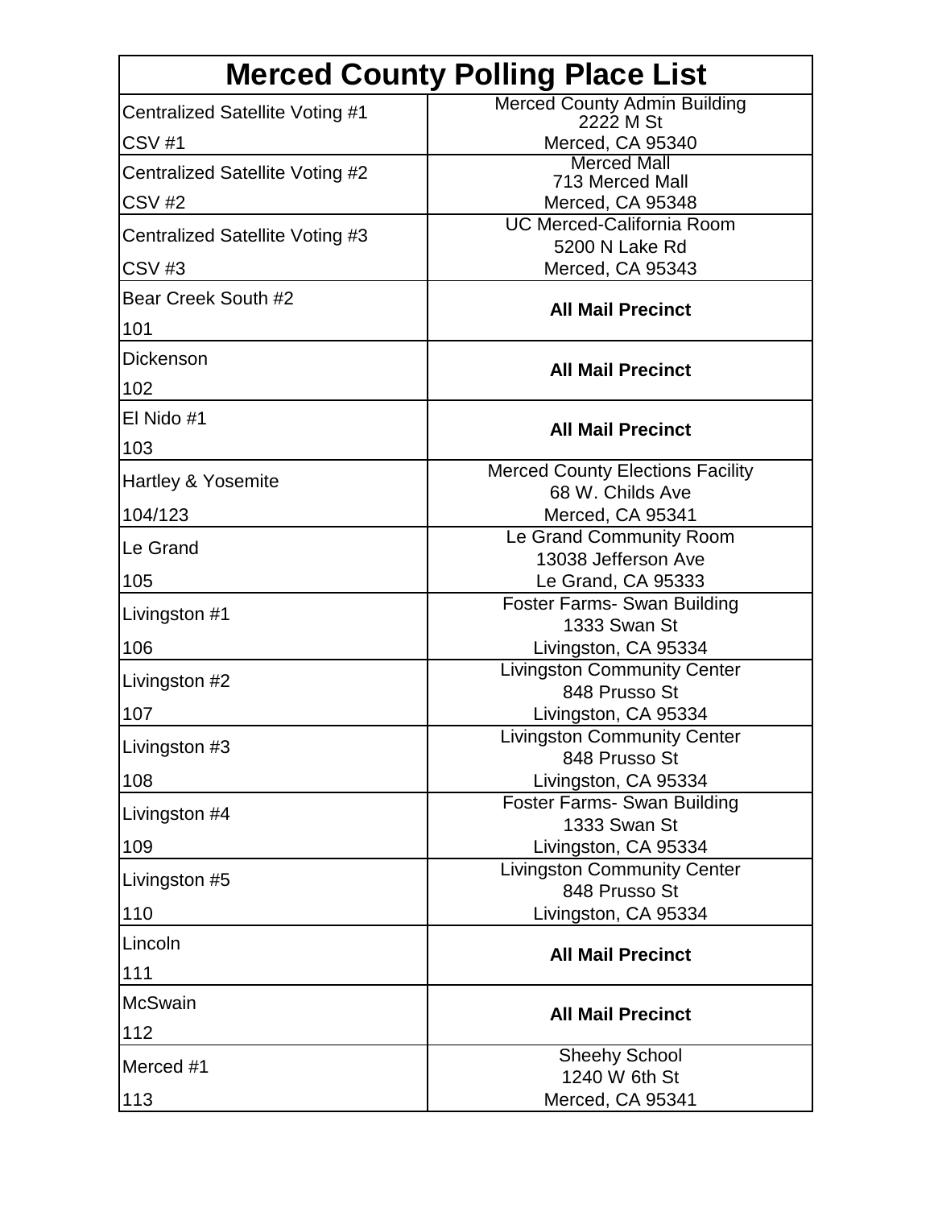# Merced County Polling Place List

| Precinct | Polling Place |
|---|---|
| Centralized Satellite Voting #1<br>CSV #1 | Merced County Admin Building<br>2222 M St<br>Merced, CA 95340 |
| Centralized Satellite Voting #2<br>CSV #2 | Merced Mall<br>713 Merced Mall<br>Merced, CA 95348 |
| Centralized Satellite Voting #3<br>CSV #3 | UC Merced-California Room<br>5200 N Lake Rd<br>Merced, CA 95343 |
| Bear Creek South #2<br>101 | **All Mail Precinct** |
| Dickenson<br>102 | **All Mail Precinct** |
| El Nido #1<br>103 | **All Mail Precinct** |
| Hartley & Yosemite<br>104/123 | Merced County Elections Facility<br>68 W. Childs Ave<br>Merced, CA 95341 |
| Le Grand<br>105 | Le Grand Community Room<br>13038 Jefferson Ave<br>Le Grand, CA 95333 |
| Livingston #1<br>106 | Foster Farms- Swan Building<br>1333 Swan St<br>Livingston, CA 95334 |
| Livingston #2<br>107 | Livingston Community Center<br>848 Prusso St<br>Livingston, CA 95334 |
| Livingston #3<br>108 | Livingston Community Center<br>848 Prusso St<br>Livingston, CA 95334 |
| Livingston #4<br>109 | Foster Farms- Swan Building<br>1333 Swan St<br>Livingston, CA 95334 |
| Livingston #5<br>110 | Livingston Community Center<br>848 Prusso St<br>Livingston, CA 95334 |
| Lincoln<br>111 | **All Mail Precinct** |
| McSwain<br>112 | **All Mail Precinct** |
| Merced #1<br>113 | Sheehy School<br>1240 W 6th St<br>Merced, CA 95341 |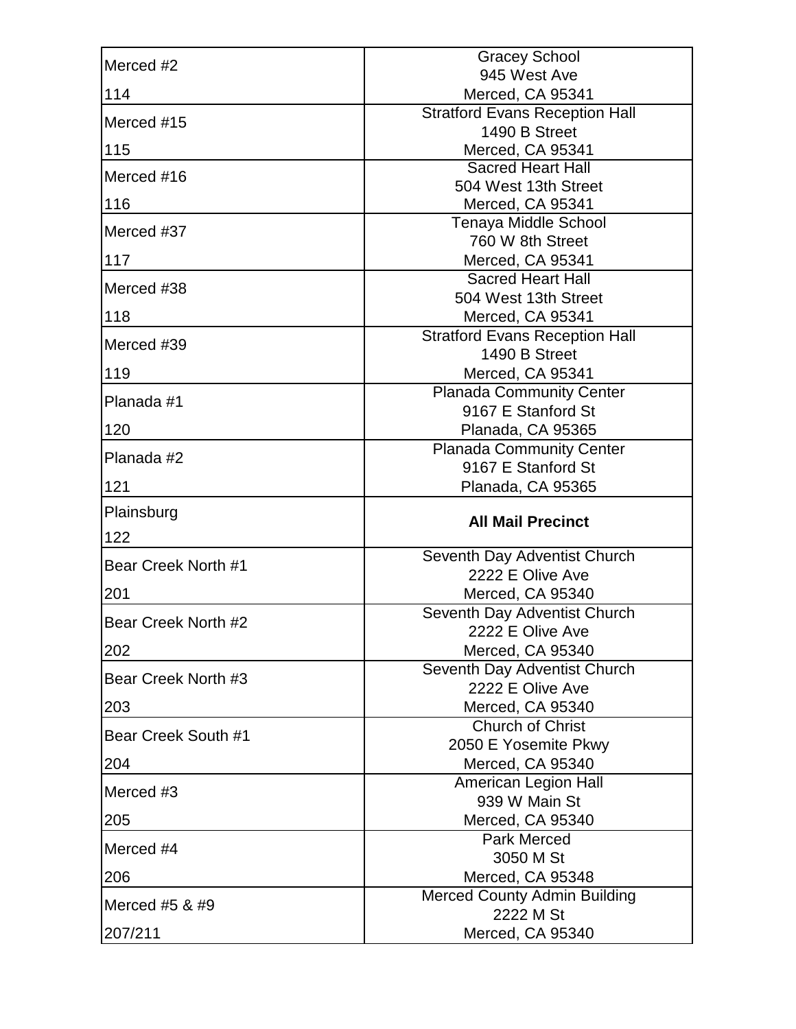| Precinct | Polling Location |
|---|---|
| Merced #2<br>114 | Gracey School<br>945 West Ave<br>Merced, CA 95341 |
| Merced #15<br>115 | Stratford Evans Reception Hall<br>1490 B Street<br>Merced, CA 95341 |
| Merced #16<br>116 | Sacred Heart Hall<br>504 West 13th Street<br>Merced, CA 95341 |
| Merced #37<br>117 | Tenaya Middle School<br>760 W 8th Street<br>Merced, CA 95341 |
| Merced #38<br>118 | Sacred Heart Hall<br>504 West 13th Street<br>Merced, CA 95341 |
| Merced #39<br>119 | Stratford Evans Reception Hall<br>1490 B Street<br>Merced, CA 95341 |
| Planada #1<br>120 | Planada Community Center<br>9167 E Stanford St<br>Planada, CA 95365 |
| Planada #2<br>121 | Planada Community Center<br>9167 E Stanford St<br>Planada, CA 95365 |
| Plainsburg<br>122 | **All Mail Precinct** |
| Bear Creek North #1<br>201 | Seventh Day Adventist Church<br>2222 E Olive Ave<br>Merced, CA 95340 |
| Bear Creek North #2<br>202 | Seventh Day Adventist Church<br>2222 E Olive Ave<br>Merced, CA 95340 |
| Bear Creek North #3<br>203 | Seventh Day Adventist Church<br>2222 E Olive Ave<br>Merced, CA 95340 |
| Bear Creek South #1<br>204 | Church of Christ<br>2050 E Yosemite Pkwy<br>Merced, CA 95340 |
| Merced #3<br>205 | American Legion Hall<br>939 W Main St<br>Merced, CA 95340 |
| Merced #4<br>206 | Park Merced<br>3050 M St<br>Merced, CA 95348 |
| Merced #5 & #9<br>207/211 | Merced County Admin Building<br>2222 M St<br>Merced, CA 95340 |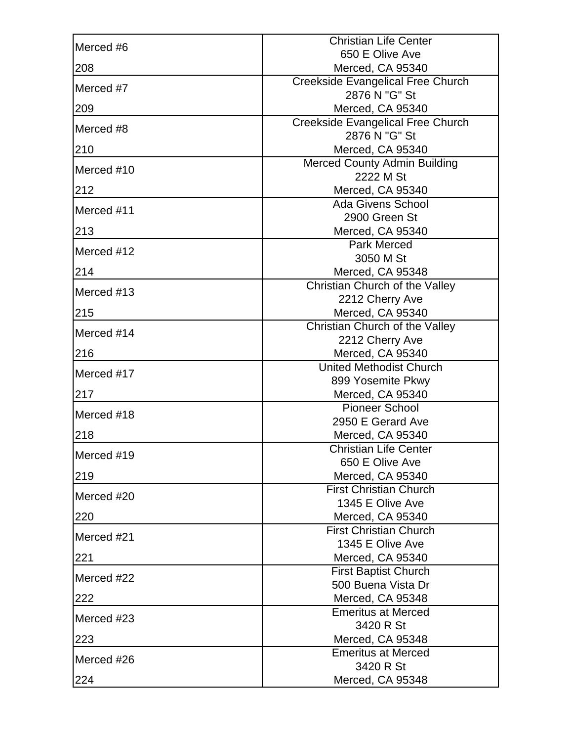| Precinct | Location |
|---|---|
| Merced #6<br>208 | Christian Life Center<br>650 E Olive Ave<br>Merced, CA 95340 |
| Merced #7<br>209 | Creekside Evangelical Free Church<br>2876 N "G" St<br>Merced, CA 95340 |
| Merced #8<br>210 | Creekside Evangelical Free Church<br>2876 N "G" St<br>Merced, CA 95340 |
| Merced #10<br>212 | Merced County Admin Building<br>2222 M St<br>Merced, CA 95340 |
| Merced #11<br>213 | Ada Givens School<br>2900 Green St<br>Merced, CA 95340 |
| Merced #12<br>214 | Park Merced<br>3050 M St<br>Merced, CA 95348 |
| Merced #13<br>215 | Christian Church of the Valley<br>2212 Cherry Ave<br>Merced, CA 95340 |
| Merced #14<br>216 | Christian Church of the Valley<br>2212 Cherry Ave<br>Merced, CA 95340 |
| Merced #17<br>217 | United Methodist Church<br>899 Yosemite Pkwy<br>Merced, CA 95340 |
| Merced #18<br>218 | Pioneer School<br>2950 E Gerard Ave<br>Merced, CA 95340 |
| Merced #19<br>219 | Christian Life Center<br>650 E Olive Ave<br>Merced, CA 95340 |
| Merced #20<br>220 | First Christian Church<br>1345 E Olive Ave<br>Merced, CA 95340 |
| Merced #21<br>221 | First Christian Church<br>1345 E Olive Ave<br>Merced, CA 95340 |
| Merced #22<br>222 | First Baptist Church<br>500 Buena Vista Dr<br>Merced, CA 95348 |
| Merced #23<br>223 | Emeritus at Merced<br>3420 R St<br>Merced, CA 95348 |
| Merced #26<br>224 | Emeritus at Merced<br>3420 R St<br>Merced, CA 95348 |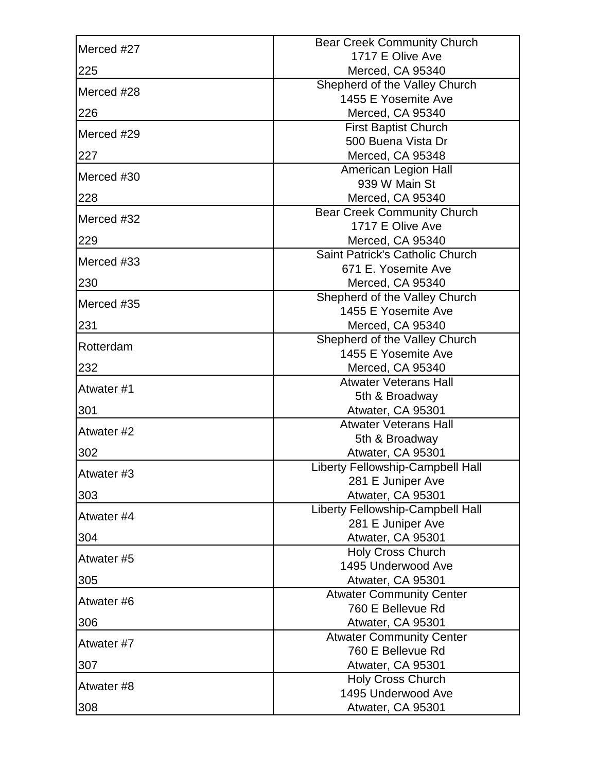| Merced #27<br>225 | Bear Creek Community Church<br>1717 E Olive Ave<br>Merced, CA 95340 |
|---|---|
| Merced #28<br>226 | Shepherd of the Valley Church<br>1455 E Yosemite Ave<br>Merced, CA 95340 |
| Merced #29<br>227 | First Baptist Church<br>500 Buena Vista Dr<br>Merced, CA 95348 |
| Merced #30<br>228 | American Legion Hall<br>939 W Main St<br>Merced, CA 95340 |
| Merced #32<br>229 | Bear Creek Community Church<br>1717 E Olive Ave<br>Merced, CA 95340 |
| Merced #33<br>230 | Saint Patrick's Catholic Church<br>671 E. Yosemite Ave<br>Merced, CA 95340 |
| Merced #35<br>231 | Shepherd of the Valley Church<br>1455 E Yosemite Ave<br>Merced, CA 95340 |
| Rotterdam<br>232 | Shepherd of the Valley Church<br>1455 E Yosemite Ave<br>Merced, CA 95340 |
| Atwater #1<br>301 | Atwater Veterans Hall<br>5th & Broadway<br>Atwater, CA 95301 |
| Atwater #2<br>302 | Atwater Veterans Hall<br>5th & Broadway<br>Atwater, CA 95301 |
| Atwater #3<br>303 | Liberty Fellowship-Campbell Hall<br>281 E Juniper Ave<br>Atwater, CA 95301 |
| Atwater #4<br>304 | Liberty Fellowship-Campbell Hall<br>281 E Juniper Ave<br>Atwater, CA 95301 |
| Atwater #5<br>305 | Holy Cross Church<br>1495 Underwood Ave<br>Atwater, CA 95301 |
| Atwater #6<br>306 | Atwater Community Center<br>760 E Bellevue Rd<br>Atwater, CA 95301 |
| Atwater #7<br>307 | Atwater Community Center<br>760 E Bellevue Rd<br>Atwater, CA 95301 |
| Atwater #8<br>308 | Holy Cross Church<br>1495 Underwood Ave<br>Atwater, CA 95301 |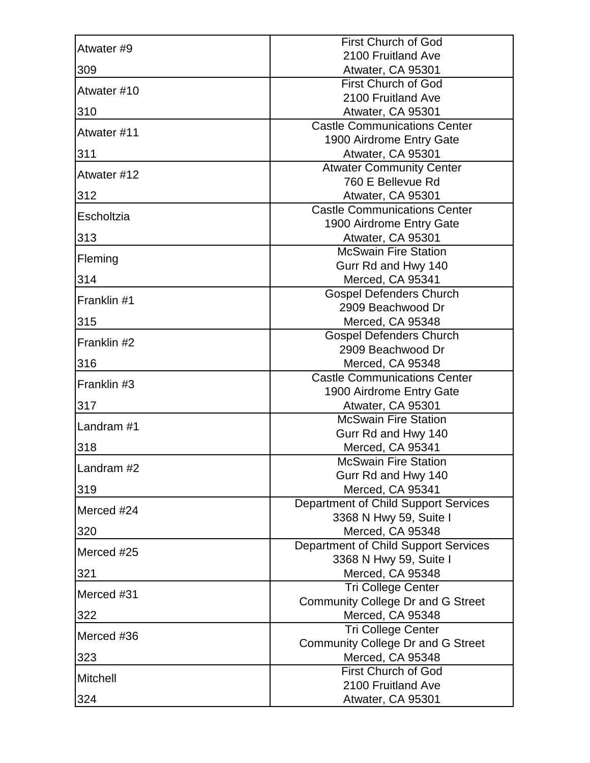| | |
|---|---|
| Atwater #9<br>309 | First Church of God<br>2100 Fruitland Ave<br>Atwater, CA 95301 |
| Atwater #10<br>310 | First Church of God<br>2100 Fruitland Ave<br>Atwater, CA 95301 |
| Atwater #11<br>311 | Castle Communications Center<br>1900 Airdrome Entry Gate<br>Atwater, CA 95301 |
| Atwater #12<br>312 | Atwater Community Center<br>760 E Bellevue Rd<br>Atwater, CA 95301 |
| Escholtzia<br>313 | Castle Communications Center<br>1900 Airdrome Entry Gate<br>Atwater, CA 95301 |
| Fleming<br>314 | McSwain Fire Station<br>Gurr Rd and Hwy 140<br>Merced, CA 95341 |
| Franklin #1<br>315 | Gospel Defenders Church<br>2909 Beachwood Dr<br>Merced, CA 95348 |
| Franklin #2<br>316 | Gospel Defenders Church<br>2909 Beachwood Dr<br>Merced, CA 95348 |
| Franklin #3<br>317 | Castle Communications Center<br>1900 Airdrome Entry Gate<br>Atwater, CA 95301 |
| Landram #1<br>318 | McSwain Fire Station<br>Gurr Rd and Hwy 140<br>Merced, CA 95341 |
| Landram #2<br>319 | McSwain Fire Station<br>Gurr Rd and Hwy 140<br>Merced, CA 95341 |
| Merced #24<br>320 | Department of Child Support Services<br>3368 N Hwy 59, Suite I<br>Merced, CA 95348 |
| Merced #25<br>321 | Department of Child Support Services<br>3368 N Hwy 59, Suite I<br>Merced, CA 95348 |
| Merced #31<br>322 | Tri College Center<br>Community College Dr and G Street<br>Merced, CA 95348 |
| Merced #36<br>323 | Tri College Center<br>Community College Dr and G Street<br>Merced, CA 95348 |
| Mitchell<br>324 | First Church of God<br>2100 Fruitland Ave<br>Atwater, CA 95301 |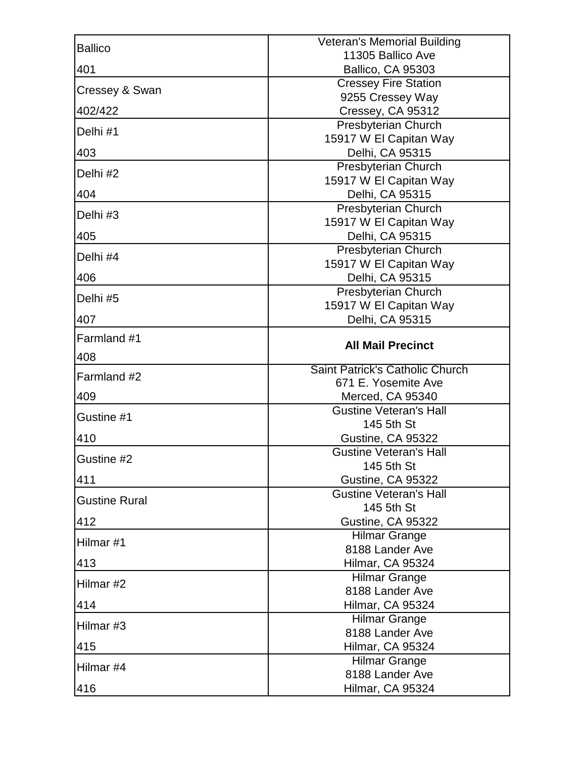| Precinct | Polling Location |
|---|---|
| Ballico<br>401 | Veteran's Memorial Building<br>11305 Ballico Ave<br>Ballico, CA 95303 |
| Cressey & Swan<br>402/422 | Cressey Fire Station<br>9255 Cressey Way<br>Cressey, CA 95312 |
| Delhi #1<br>403 | Presbyterian Church<br>15917 W El Capitan Way<br>Delhi, CA 95315 |
| Delhi #2<br>404 | Presbyterian Church<br>15917 W El Capitan Way<br>Delhi, CA 95315 |
| Delhi #3<br>405 | Presbyterian Church<br>15917 W El Capitan Way<br>Delhi, CA 95315 |
| Delhi #4<br>406 | Presbyterian Church<br>15917 W El Capitan Way<br>Delhi, CA 95315 |
| Delhi #5<br>407 | Presbyterian Church<br>15917 W El Capitan Way<br>Delhi, CA 95315 |
| Farmland #1<br>408 | **All Mail Precinct** |
| Farmland #2<br>409 | Saint Patrick's Catholic Church<br>671 E. Yosemite Ave<br>Merced, CA 95340 |
| Gustine #1<br>410 | Gustine Veteran's Hall<br>145 5th St<br>Gustine, CA 95322 |
| Gustine #2<br>411 | Gustine Veteran's Hall<br>145 5th St<br>Gustine, CA 95322 |
| Gustine Rural<br>412 | Gustine Veteran's Hall<br>145 5th St<br>Gustine, CA 95322 |
| Hilmar #1<br>413 | Hilmar Grange<br>8188 Lander Ave<br>Hilmar, CA 95324 |
| Hilmar #2<br>414 | Hilmar Grange<br>8188 Lander Ave<br>Hilmar, CA 95324 |
| Hilmar #3<br>415 | Hilmar Grange<br>8188 Lander Ave<br>Hilmar, CA 95324 |
| Hilmar #4<br>416 | Hilmar Grange<br>8188 Lander Ave<br>Hilmar, CA 95324 |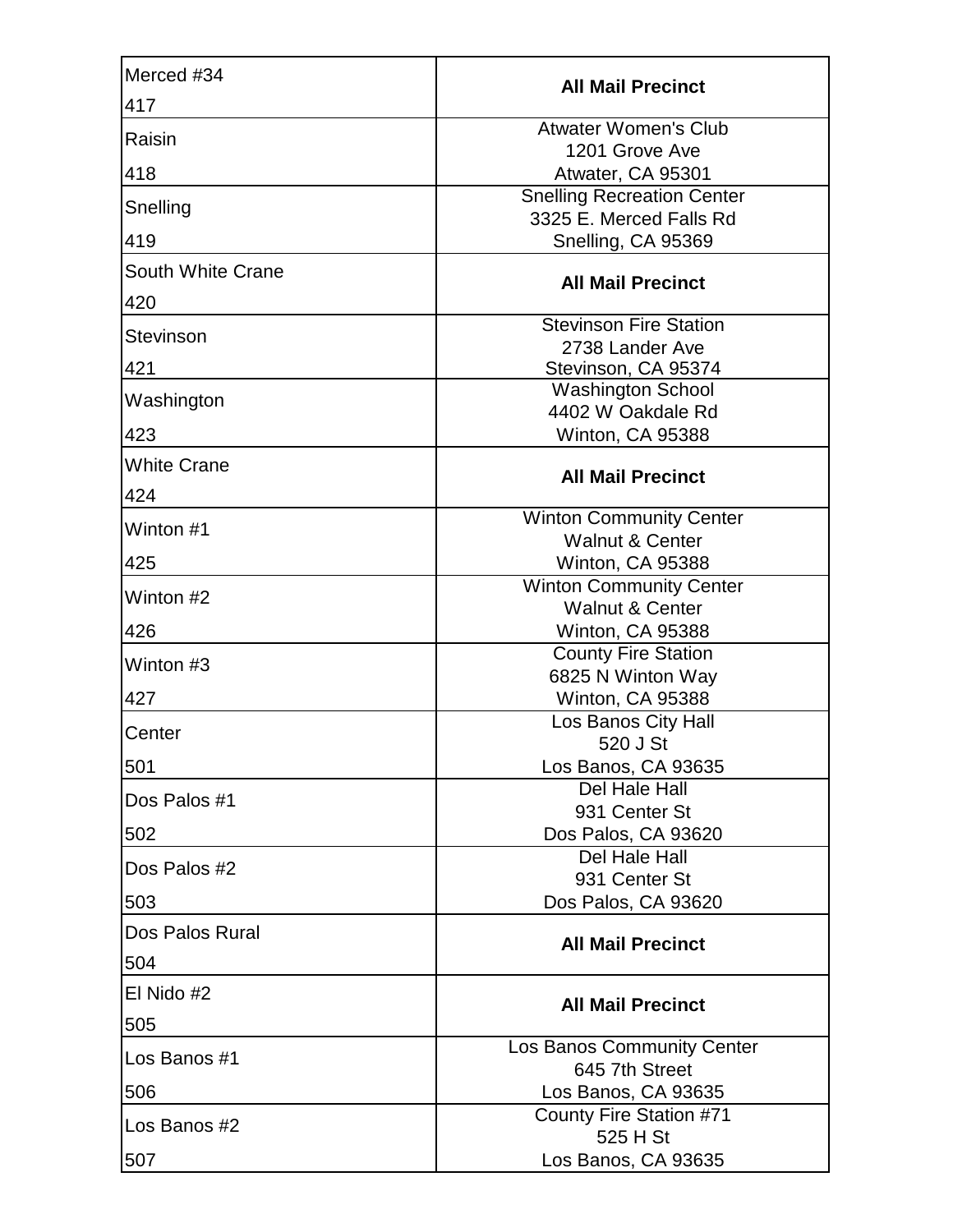| Precinct | Polling Place |
|---|---|
| Merced #34<br>417 | **All Mail Precinct** |
| Raisin<br>418 | Atwater Women's Club<br>1201 Grove Ave<br>Atwater, CA 95301 |
| Snelling<br>419 | Snelling Recreation Center<br>3325 E. Merced Falls Rd<br>Snelling, CA 95369 |
| South White Crane<br>420 | **All Mail Precinct** |
| Stevinson<br>421 | Stevinson Fire Station<br>2738 Lander Ave<br>Stevinson, CA 95374 |
| Washington<br>423 | Washington School<br>4402 W Oakdale Rd<br>Winton, CA 95388 |
| White Crane<br>424 | **All Mail Precinct** |
| Winton #1<br>425 | Winton Community Center<br>Walnut & Center<br>Winton, CA 95388 |
| Winton #2<br>426 | Winton Community Center<br>Walnut & Center<br>Winton, CA 95388 |
| Winton #3<br>427 | County Fire Station<br>6825 N Winton Way<br>Winton, CA 95388 |
| Center<br>501 | Los Banos City Hall<br>520 J St<br>Los Banos, CA 93635 |
| Dos Palos #1<br>502 | Del Hale Hall<br>931 Center St<br>Dos Palos, CA 93620 |
| Dos Palos #2<br>503 | Del Hale Hall<br>931 Center St<br>Dos Palos, CA 93620 |
| Dos Palos Rural<br>504 | **All Mail Precinct** |
| El Nido #2<br>505 | **All Mail Precinct** |
| Los Banos #1<br>506 | Los Banos Community Center<br>645 7th Street<br>Los Banos, CA 93635 |
| Los Banos #2<br>507 | County Fire Station #71<br>525 H St<br>Los Banos, CA 93635 |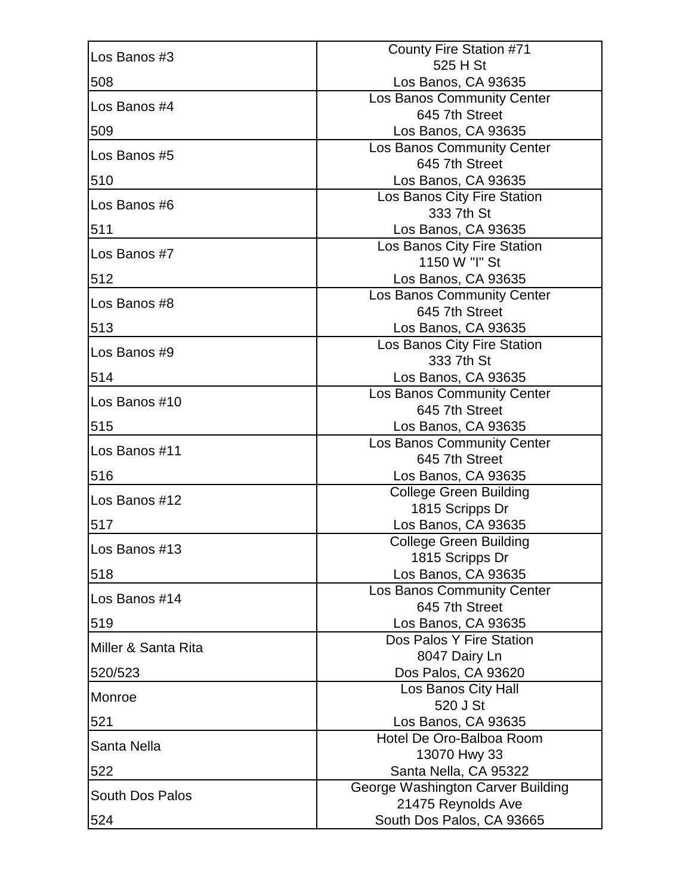| | |
|---|---|
| Los Banos #3<br>508 | County Fire Station #71<br>525 H St<br>Los Banos, CA 93635 |
| Los Banos #4<br>509 | Los Banos Community Center<br>645 7th Street<br>Los Banos, CA 93635 |
| Los Banos #5<br>510 | Los Banos Community Center<br>645 7th Street<br>Los Banos, CA 93635 |
| Los Banos #6<br>511 | Los Banos City Fire Station<br>333 7th St<br>Los Banos, CA 93635 |
| Los Banos #7<br>512 | Los Banos City Fire Station<br>1150 W "I" St<br>Los Banos, CA 93635 |
| Los Banos #8<br>513 | Los Banos Community Center<br>645 7th Street<br>Los Banos, CA 93635 |
| Los Banos #9<br>514 | Los Banos City Fire Station<br>333 7th St<br>Los Banos, CA 93635 |
| Los Banos #10<br>515 | Los Banos Community Center<br>645 7th Street<br>Los Banos, CA 93635 |
| Los Banos #11<br>516 | Los Banos Community Center<br>645 7th Street<br>Los Banos, CA 93635 |
| Los Banos #12<br>517 | College Green Building<br>1815 Scripps Dr<br>Los Banos, CA 93635 |
| Los Banos #13<br>518 | College Green Building<br>1815 Scripps Dr<br>Los Banos, CA 93635 |
| Los Banos #14<br>519 | Los Banos Community Center<br>645 7th Street<br>Los Banos, CA 93635 |
| Miller & Santa Rita<br>520/523 | Dos Palos Y Fire Station<br>8047 Dairy Ln<br>Dos Palos, CA 93620 |
| Monroe<br>521 | Los Banos City Hall<br>520 J St<br>Los Banos, CA 93635 |
| Santa Nella<br>522 | Hotel De Oro-Balboa Room<br>13070 Hwy 33<br>Santa Nella, CA 95322 |
| South Dos Palos<br>524 | George Washington Carver Building<br>21475 Reynolds Ave<br>South Dos Palos, CA 93665 |